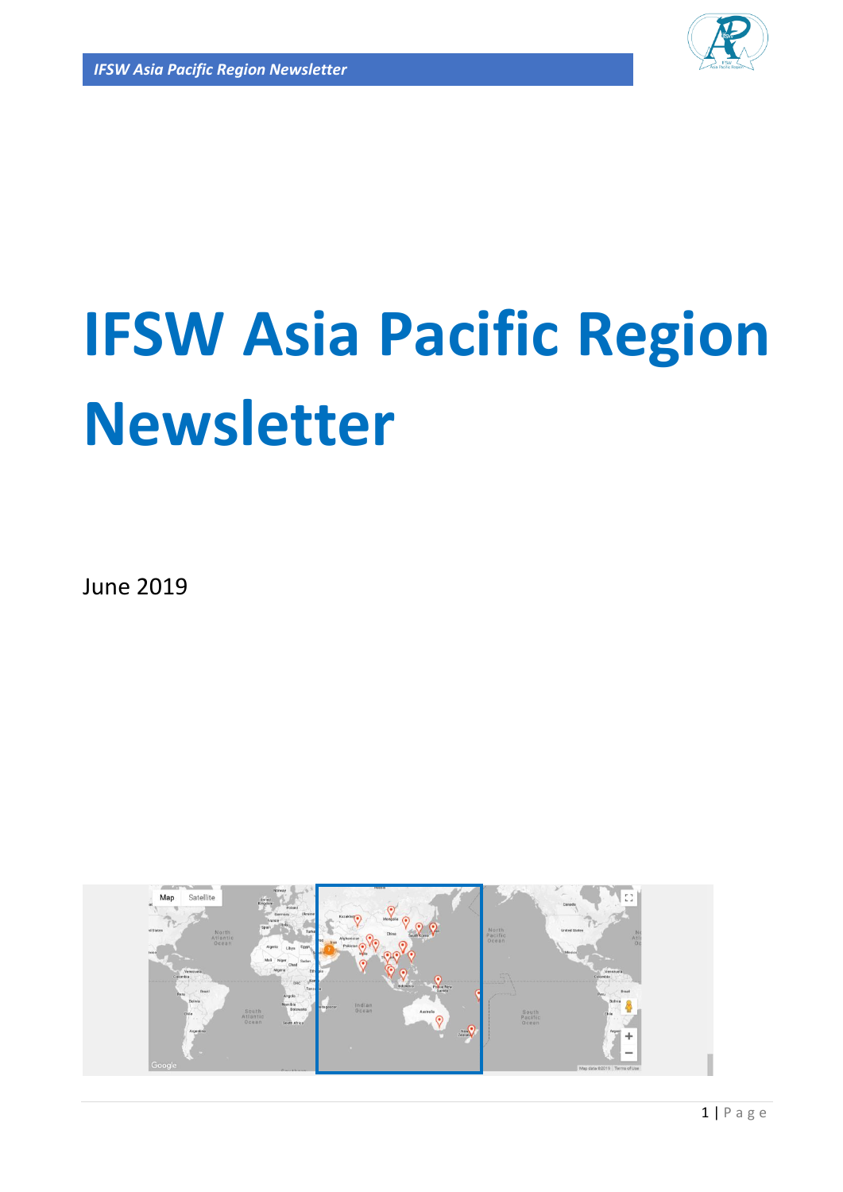# IFSW Asia Pacific Region Newsletter

June 2019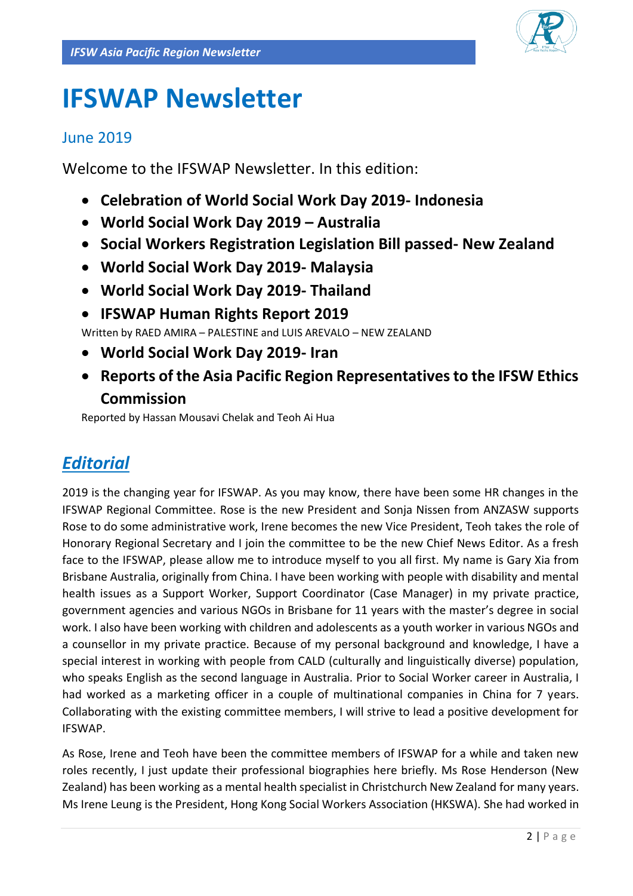# IFSWAP Newsletter

## June 2019

Welcome to the IFSWAP Newsletter. In this edition:

- **Celebration of World Social Work Day 2019- Indonesia**
- **World Social Work Day 2019 – Australia**
- **Social Workers Registration Legislation Bill passed- New Zealand**
- **World Social Work Day 2019- Malaysia**
- **World Social Work Day 2019- Thailand**
- **IFSWAP Human Rights Report 2019**

Written by RAED AMIRA – PALESTINE and LUIS AREVALO – NEW ZEALAND

- **World Social Work Day 2019- Iran**
- **Reports of the Asia Pacific Region Representatives to the IFSW Ethics Commission**

Reported by Hassan Mousavi Chelak and Teoh Ai Hua

## *Editorial*

2019 is the changing year for IFSWAP. As you may know, there have been some HR changes in the IFSWAP Regional Committee. Rose is the new President and Sonja Nissen from ANZASW supports Rose to do some administrative work, Irene becomes the new Vice President, Teoh takes the role of Honorary Regional Secretary and I join the committee to be the new Chief News Editor. As a fresh face to the IFSWAP, please allow me to introduce myself to you all first. My name is Gary Xia from Brisbane Australia, originally from China. I have been working with people with disability and mental health issues as a Support Worker, Support Coordinator (Case Manager) in my private practice, government agencies and various NGOs in Brisbane for 11 years with the master's degree in social work. I also have been working with children and adolescents as a youth worker in various NGOs and a counsellor in my private practice. Because of my personal background and knowledge, I have a special interest in working with people from CALD (culturally and linguistically diverse) population, who speaks English as the second language in Australia. Prior to Social Worker career in Australia, I had worked as a marketing officer in a couple of multinational companies in China for 7 years. Collaborating with the existing committee members, I will strive to lead a positive development for IFSWAP.

As Rose, Irene and Teoh have been the committee members of IFSWAP for a while and taken new roles recently, I just update their professional biographies here briefly. Ms Rose Henderson (New Zealand) has been working as a mental health specialist in Christchurch New Zealand for many years. Ms Irene Leung is the President, Hong Kong Social Workers Association (HKSWA). She had worked in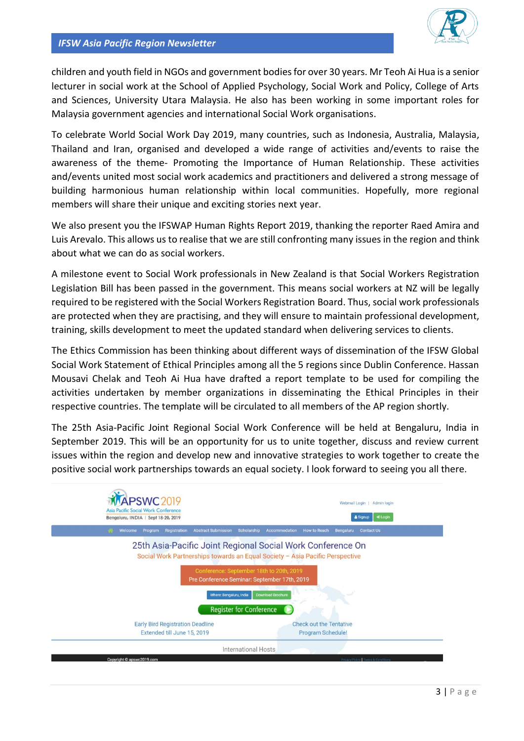children and youth field in NGOs and government bodies for over 30 years. Mr Teoh Ai Hua is a senior lecturer in social work at the School of Applied Psychology, Social Work and Policy, College of Arts and Sciences, University Utara Malaysia. He also has been working in some important roles for Malaysia government agencies and international Social Work organisations.

To celebrate World Social Work Day 2019, many countries, such as Indonesia, Australia, Malaysia, Thailand and Iran, organised and developed a wide range of activities and/events to raise the awareness of the theme- Promoting the Importance of Human Relationship. These activities and/events united most social work academics and practitioners and delivered a strong message of building harmonious human relationship within local communities. Hopefully, more regional members will share their unique and exciting stories next year.

We also present you the IFSWAP Human Rights Report 2019, thanking the reporter Raed Amira and Luis Arevalo. This allows us to realise that we are still confronting many issues in the region and think about what we can do as social workers.

A milestone event to Social Work professionals in New Zealand is that Social Workers Registration Legislation Bill has been passed in the government. This means social workers at NZ will be legally required to be registered with the Social Workers Registration Board. Thus, social work professionals are protected when they are practising, and they will ensure to maintain professional development, training, skills development to meet the updated standard when delivering services to clients.

The Ethics Commission has been thinking about different ways of dissemination of the IFSW Global Social Work Statement of Ethical Principles among all the 5 regions since Dublin Conference. Hassan Mousavi Chelak and Teoh Ai Hua have drafted a report template to be used for compiling the activities undertaken by member organizations in disseminating the Ethical Principles in their respective countries. The template will be circulated to all members of the AP region shortly.

The 25th Asia-Pacific Joint Regional Social Work Conference will be held at Bengaluru, India in September 2019. This will be an opportunity for us to unite together, discuss and review current issues within the region and develop new and innovative strategies to work together to create the positive social work partnerships towards an equal society. I look forward to seeing you all there.

APSWC 2019
Asia Pacific Social Work Conference
Bengaluru, INDIA | Sept 18-20, 2019

25th Asia-Pacific Joint Regional Social Work Conference On
Social Work Partnerships towards an Equal Society – Asia Pacific Perspective

Conference: September 18th to 20th, 2019
Pre Conference Seminar: September 17th, 2019

Register for Conference

Early Bird Registration Deadline Extended till June 15, 2019

Check out the Tentative Program Schedule!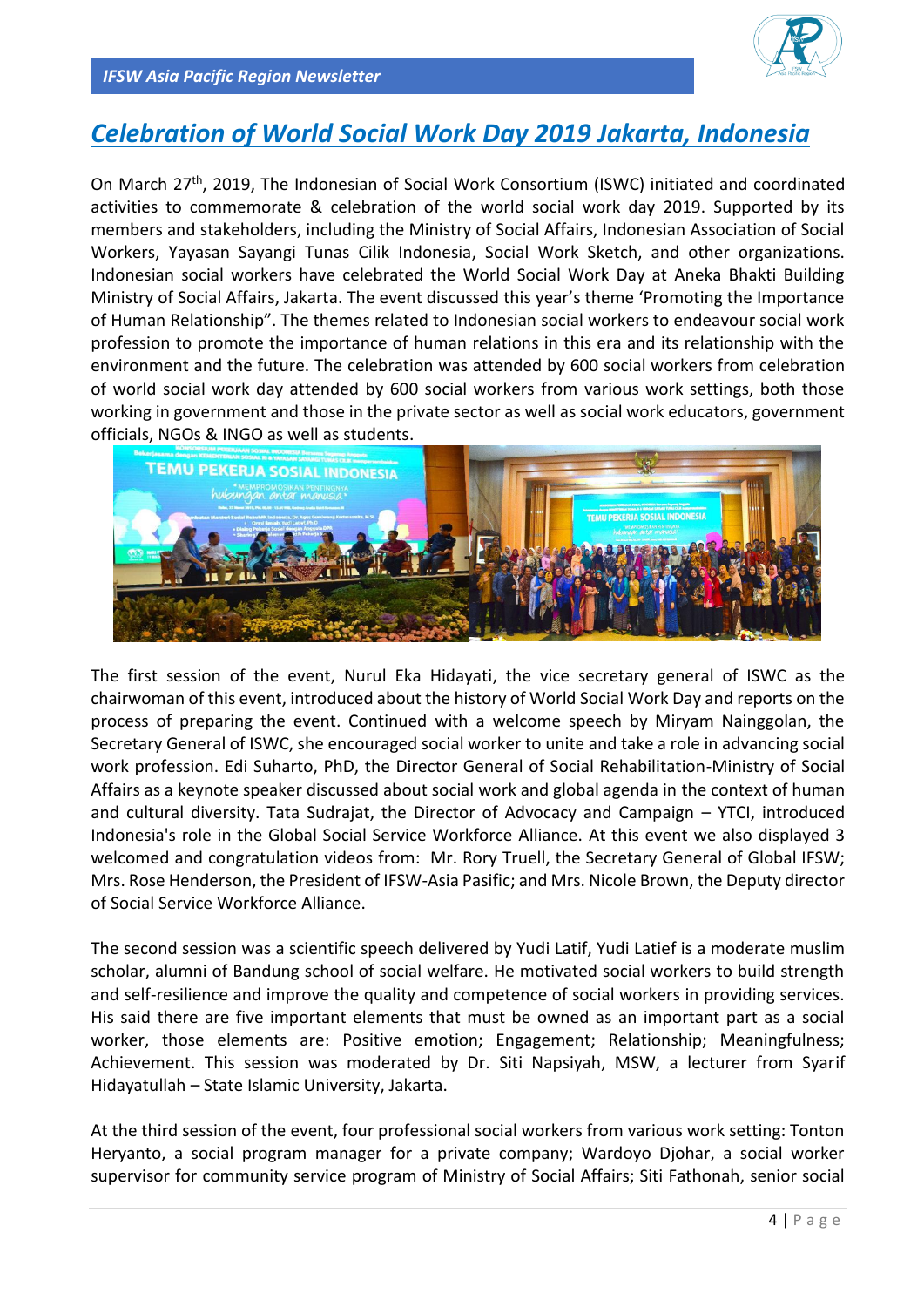# Celebration of World Social Work Day 2019 Jakarta, Indonesia

On March 27th, 2019, The Indonesian of Social Work Consortium (ISWC) initiated and coordinated activities to commemorate & celebration of the world social work day 2019. Supported by its members and stakeholders, including the Ministry of Social Affairs, Indonesian Association of Social Workers, Yayasan Sayangi Tunas Cilik Indonesia, Social Work Sketch, and other organizations. Indonesian social workers have celebrated the World Social Work Day at Aneka Bhakti Building Ministry of Social Affairs, Jakarta. The event discussed this year's theme 'Promoting the Importance of Human Relationship". The themes related to Indonesian social workers to endeavour social work profession to promote the importance of human relations in this era and its relationship with the environment and the future. The celebration was attended by 600 social workers from celebration of world social work day attended by 600 social workers from various work settings, both those working in government and those in the private sector as well as social work educators, government officials, NGOs & INGO as well as students.

The first session of the event, Nurul Eka Hidayati, the vice secretary general of ISWC as the chairwoman of this event, introduced about the history of World Social Work Day and reports on the process of preparing the event. Continued with a welcome speech by Miryam Nainggolan, the Secretary General of ISWC, she encouraged social worker to unite and take a role in advancing social work profession. Edi Suharto, PhD, the Director General of Social Rehabilitation-Ministry of Social Affairs as a keynote speaker discussed about social work and global agenda in the context of human and cultural diversity. Tata Sudrajat, the Director of Advocacy and Campaign – YTCI, introduced Indonesia's role in the Global Social Service Workforce Alliance. At this event we also displayed 3 welcomed and congratulation videos from: Mr. Rory Truell, the Secretary General of Global IFSW; Mrs. Rose Henderson, the President of IFSW-Asia Pasific; and Mrs. Nicole Brown, the Deputy director of Social Service Workforce Alliance.

The second session was a scientific speech delivered by Yudi Latif, Yudi Latief is a moderate muslim scholar, alumni of Bandung school of social welfare. He motivated social workers to build strength and self-resilience and improve the quality and competence of social workers in providing services. His said there are five important elements that must be owned as an important part as a social worker, those elements are: Positive emotion; Engagement; Relationship; Meaningfulness; Achievement. This session was moderated by Dr. Siti Napsiyah, MSW, a lecturer from Syarif Hidayatullah – State Islamic University, Jakarta.

At the third session of the event, four professional social workers from various work setting: Tonton Heryanto, a social program manager for a private company; Wardoyo Djohar, a social worker supervisor for community service program of Ministry of Social Affairs; Siti Fathonah, senior social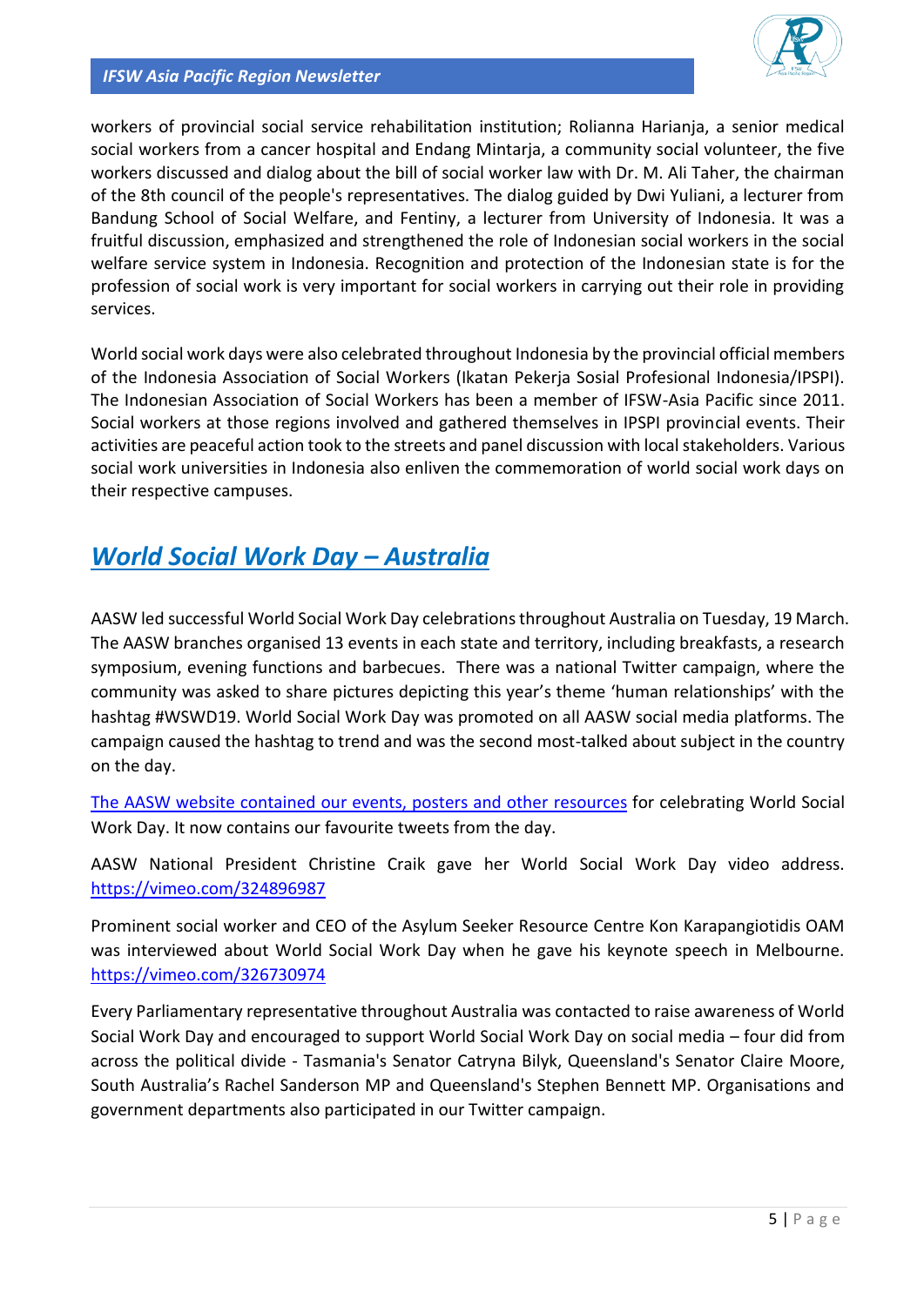workers of provincial social service rehabilitation institution; Rolianna Harianja, a senior medical social workers from a cancer hospital and Endang Mintarja, a community social volunteer, the five workers discussed and dialog about the bill of social worker law with Dr. M. Ali Taher, the chairman of the 8th council of the people's representatives. The dialog guided by Dwi Yuliani, a lecturer from Bandung School of Social Welfare, and Fentiny, a lecturer from University of Indonesia. It was a fruitful discussion, emphasized and strengthened the role of Indonesian social workers in the social welfare service system in Indonesia. Recognition and protection of the Indonesian state is for the profession of social work is very important for social workers in carrying out their role in providing services.

World social work days were also celebrated throughout Indonesia by the provincial official members of the Indonesia Association of Social Workers (Ikatan Pekerja Sosial Profesional Indonesia/IPSPI). The Indonesian Association of Social Workers has been a member of IFSW-Asia Pacific since 2011. Social workers at those regions involved and gathered themselves in IPSPI provincial events. Their activities are peaceful action took to the streets and panel discussion with local stakeholders. Various social work universities in Indonesia also enliven the commemoration of world social work days on their respective campuses.

## *World Social Work Day – Australia*

AASW led successful World Social Work Day celebrations throughout Australia on Tuesday, 19 March. The AASW branches organised 13 events in each state and territory, including breakfasts, a research symposium, evening functions and barbecues. There was a national Twitter campaign, where the community was asked to share pictures depicting this year's theme 'human relationships' with the hashtag #WSWD19. World Social Work Day was promoted on all AASW social media platforms. The campaign caused the hashtag to trend and was the second most-talked about subject in the country on the day.

The AASW website contained our events, posters and other resources for celebrating World Social Work Day. It now contains our favourite tweets from the day.

AASW National President Christine Craik gave her World Social Work Day video address. https://vimeo.com/324896987

Prominent social worker and CEO of the Asylum Seeker Resource Centre Kon Karapangiotidis OAM was interviewed about World Social Work Day when he gave his keynote speech in Melbourne. https://vimeo.com/326730974

Every Parliamentary representative throughout Australia was contacted to raise awareness of World Social Work Day and encouraged to support World Social Work Day on social media – four did from across the political divide - Tasmania's Senator Catryna Bilyk, Queensland's Senator Claire Moore, South Australia's Rachel Sanderson MP and Queensland's Stephen Bennett MP. Organisations and government departments also participated in our Twitter campaign.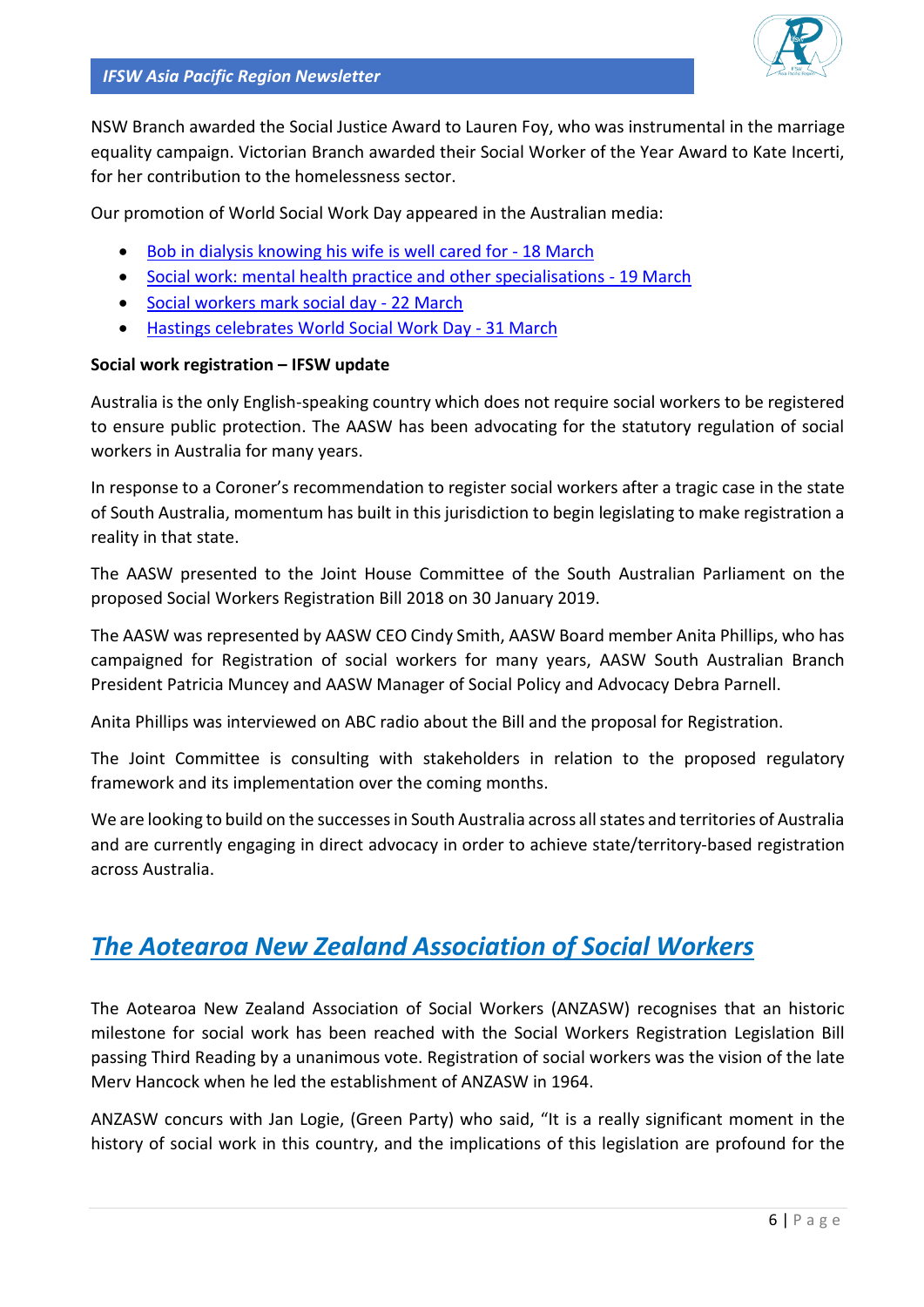NSW Branch awarded the Social Justice Award to Lauren Foy, who was instrumental in the marriage equality campaign. Victorian Branch awarded their Social Worker of the Year Award to Kate Incerti, for her contribution to the homelessness sector.

Our promotion of World Social Work Day appeared in the Australian media:

- Bob in dialysis knowing his wife is well cared for - 18 March
- Social work: mental health practice and other specialisations - 19 March
- Social workers mark social day - 22 March
- Hastings celebrates World Social Work Day - 31 March

**Social work registration – IFSW update**

Australia is the only English-speaking country which does not require social workers to be registered to ensure public protection. The AASW has been advocating for the statutory regulation of social workers in Australia for many years.

In response to a Coroner's recommendation to register social workers after a tragic case in the state of South Australia, momentum has built in this jurisdiction to begin legislating to make registration a reality in that state.

The AASW presented to the Joint House Committee of the South Australian Parliament on the proposed Social Workers Registration Bill 2018 on 30 January 2019.

The AASW was represented by AASW CEO Cindy Smith, AASW Board member Anita Phillips, who has campaigned for Registration of social workers for many years, AASW South Australian Branch President Patricia Muncey and AASW Manager of Social Policy and Advocacy Debra Parnell.

Anita Phillips was interviewed on ABC radio about the Bill and the proposal for Registration.

The Joint Committee is consulting with stakeholders in relation to the proposed regulatory framework and its implementation over the coming months.

We are looking to build on the successes in South Australia across all states and territories of Australia and are currently engaging in direct advocacy in order to achieve state/territory-based registration across Australia.

## *The Aotearoa New Zealand Association of Social Workers*

The Aotearoa New Zealand Association of Social Workers (ANZASW) recognises that an historic milestone for social work has been reached with the Social Workers Registration Legislation Bill passing Third Reading by a unanimous vote. Registration of social workers was the vision of the late Merv Hancock when he led the establishment of ANZASW in 1964.

ANZASW concurs with Jan Logie, (Green Party) who said, "It is a really significant moment in the history of social work in this country, and the implications of this legislation are profound for the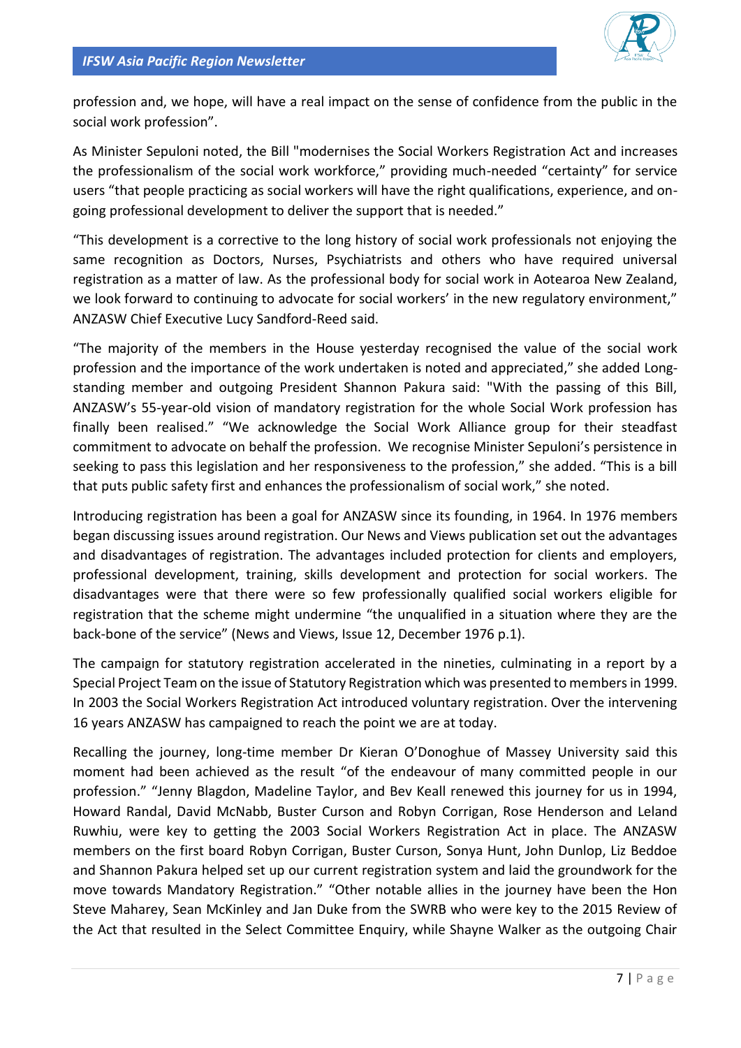profession and, we hope, will have a real impact on the sense of confidence from the public in the social work profession".

As Minister Sepuloni noted, the Bill "modernises the Social Workers Registration Act and increases the professionalism of the social work workforce," providing much-needed "certainty" for service users "that people practicing as social workers will have the right qualifications, experience, and on-going professional development to deliver the support that is needed."

"This development is a corrective to the long history of social work professionals not enjoying the same recognition as Doctors, Nurses, Psychiatrists and others who have required universal registration as a matter of law. As the professional body for social work in Aotearoa New Zealand, we look forward to continuing to advocate for social workers' in the new regulatory environment," ANZASW Chief Executive Lucy Sandford-Reed said.

"The majority of the members in the House yesterday recognised the value of the social work profession and the importance of the work undertaken is noted and appreciated," she added Long-standing member and outgoing President Shannon Pakura said: "With the passing of this Bill, ANZASW's 55-year-old vision of mandatory registration for the whole Social Work profession has finally been realised." "We acknowledge the Social Work Alliance group for their steadfast commitment to advocate on behalf the profession. We recognise Minister Sepuloni's persistence in seeking to pass this legislation and her responsiveness to the profession," she added. "This is a bill that puts public safety first and enhances the professionalism of social work," she noted.

Introducing registration has been a goal for ANZASW since its founding, in 1964. In 1976 members began discussing issues around registration. Our News and Views publication set out the advantages and disadvantages of registration. The advantages included protection for clients and employers, professional development, training, skills development and protection for social workers. The disadvantages were that there were so few professionally qualified social workers eligible for registration that the scheme might undermine "the unqualified in a situation where they are the back-bone of the service" (News and Views, Issue 12, December 1976 p.1).

The campaign for statutory registration accelerated in the nineties, culminating in a report by a Special Project Team on the issue of Statutory Registration which was presented to members in 1999. In 2003 the Social Workers Registration Act introduced voluntary registration. Over the intervening 16 years ANZASW has campaigned to reach the point we are at today.

Recalling the journey, long-time member Dr Kieran O'Donoghue of Massey University said this moment had been achieved as the result "of the endeavour of many committed people in our profession." "Jenny Blagdon, Madeline Taylor, and Bev Keall renewed this journey for us in 1994, Howard Randal, David McNabb, Buster Curson and Robyn Corrigan, Rose Henderson and Leland Ruwhiu, were key to getting the 2003 Social Workers Registration Act in place. The ANZASW members on the first board Robyn Corrigan, Buster Curson, Sonya Hunt, John Dunlop, Liz Beddoe and Shannon Pakura helped set up our current registration system and laid the groundwork for the move towards Mandatory Registration." "Other notable allies in the journey have been the Hon Steve Maharey, Sean McKinley and Jan Duke from the SWRB who were key to the 2015 Review of the Act that resulted in the Select Committee Enquiry, while Shayne Walker as the outgoing Chair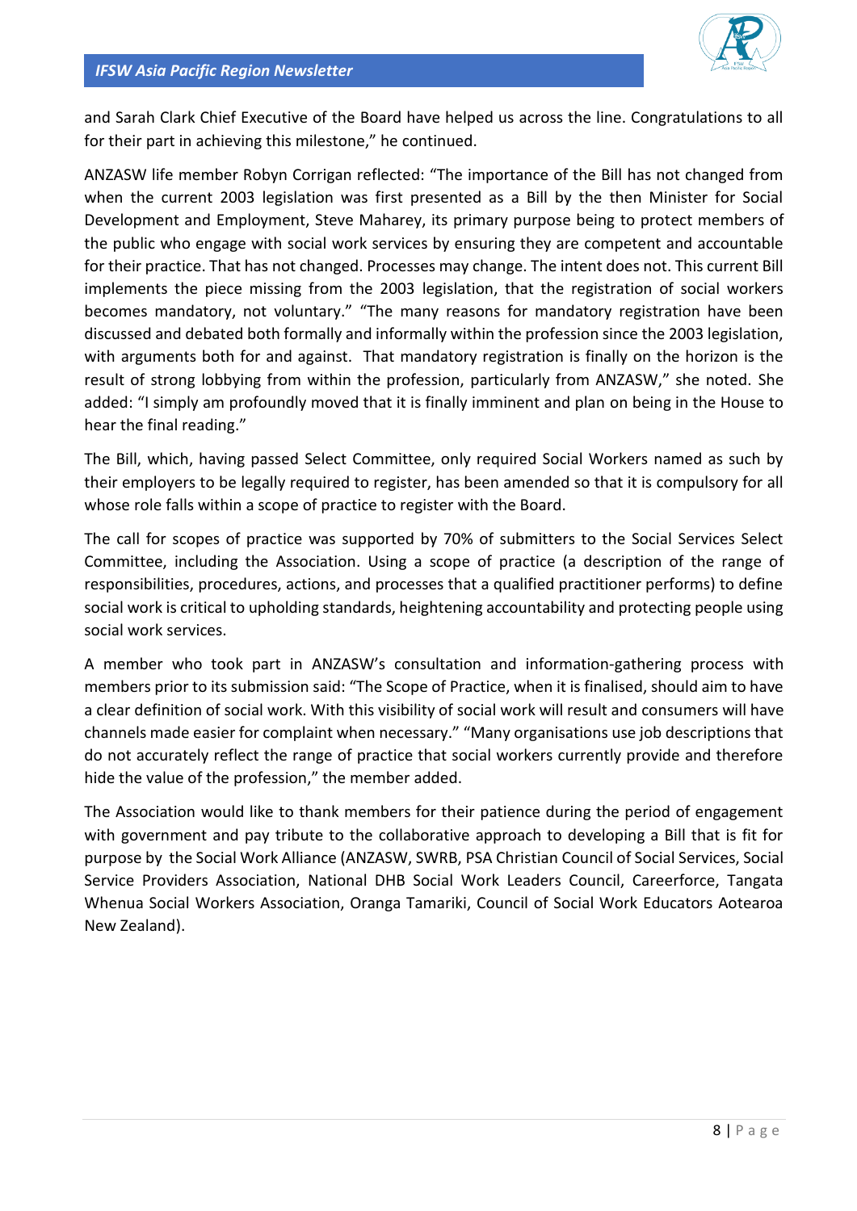and Sarah Clark Chief Executive of the Board have helped us across the line. Congratulations to all for their part in achieving this milestone," he continued.

ANZASW life member Robyn Corrigan reflected: "The importance of the Bill has not changed from when the current 2003 legislation was first presented as a Bill by the then Minister for Social Development and Employment, Steve Maharey, its primary purpose being to protect members of the public who engage with social work services by ensuring they are competent and accountable for their practice. That has not changed. Processes may change. The intent does not. This current Bill implements the piece missing from the 2003 legislation, that the registration of social workers becomes mandatory, not voluntary." "The many reasons for mandatory registration have been discussed and debated both formally and informally within the profession since the 2003 legislation, with arguments both for and against. That mandatory registration is finally on the horizon is the result of strong lobbying from within the profession, particularly from ANZASW," she noted. She added: "I simply am profoundly moved that it is finally imminent and plan on being in the House to hear the final reading."

The Bill, which, having passed Select Committee, only required Social Workers named as such by their employers to be legally required to register, has been amended so that it is compulsory for all whose role falls within a scope of practice to register with the Board.

The call for scopes of practice was supported by 70% of submitters to the Social Services Select Committee, including the Association. Using a scope of practice (a description of the range of responsibilities, procedures, actions, and processes that a qualified practitioner performs) to define social work is critical to upholding standards, heightening accountability and protecting people using social work services.

A member who took part in ANZASW's consultation and information-gathering process with members prior to its submission said: "The Scope of Practice, when it is finalised, should aim to have a clear definition of social work. With this visibility of social work will result and consumers will have channels made easier for complaint when necessary." "Many organisations use job descriptions that do not accurately reflect the range of practice that social workers currently provide and therefore hide the value of the profession," the member added.

The Association would like to thank members for their patience during the period of engagement with government and pay tribute to the collaborative approach to developing a Bill that is fit for purpose by the Social Work Alliance (ANZASW, SWRB, PSA Christian Council of Social Services, Social Service Providers Association, National DHB Social Work Leaders Council, Careerforce, Tangata Whenua Social Workers Association, Oranga Tamariki, Council of Social Work Educators Aotearoa New Zealand).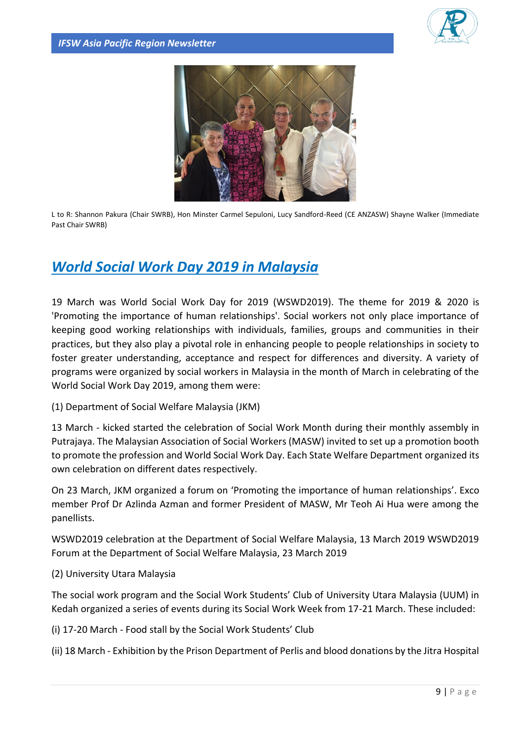L to R: Shannon Pakura (Chair SWRB), Hon Minster Carmel Sepuloni, Lucy Sandford-Reed (CE ANZASW) Shayne Walker (Immediate Past Chair SWRB)

## *World Social Work Day 2019 in Malaysia*

19 March was World Social Work Day for 2019 (WSWD2019). The theme for 2019 & 2020 is 'Promoting the importance of human relationships'. Social workers not only place importance of keeping good working relationships with individuals, families, groups and communities in their practices, but they also play a pivotal role in enhancing people to people relationships in society to foster greater understanding, acceptance and respect for differences and diversity. A variety of programs were organized by social workers in Malaysia in the month of March in celebrating of the World Social Work Day 2019, among them were:

(1) Department of Social Welfare Malaysia (JKM)

13 March - kicked started the celebration of Social Work Month during their monthly assembly in Putrajaya. The Malaysian Association of Social Workers (MASW) invited to set up a promotion booth to promote the profession and World Social Work Day. Each State Welfare Department organized its own celebration on different dates respectively.

On 23 March, JKM organized a forum on 'Promoting the importance of human relationships'. Exco member Prof Dr Azlinda Azman and former President of MASW, Mr Teoh Ai Hua were among the panellists.

WSWD2019 celebration at the Department of Social Welfare Malaysia, 13 March 2019 WSWD2019 Forum at the Department of Social Welfare Malaysia, 23 March 2019

(2) University Utara Malaysia

The social work program and the Social Work Students' Club of University Utara Malaysia (UUM) in Kedah organized a series of events during its Social Work Week from 17-21 March. These included:

(i) 17-20 March - Food stall by the Social Work Students' Club

(ii) 18 March - Exhibition by the Prison Department of Perlis and blood donations by the Jitra Hospital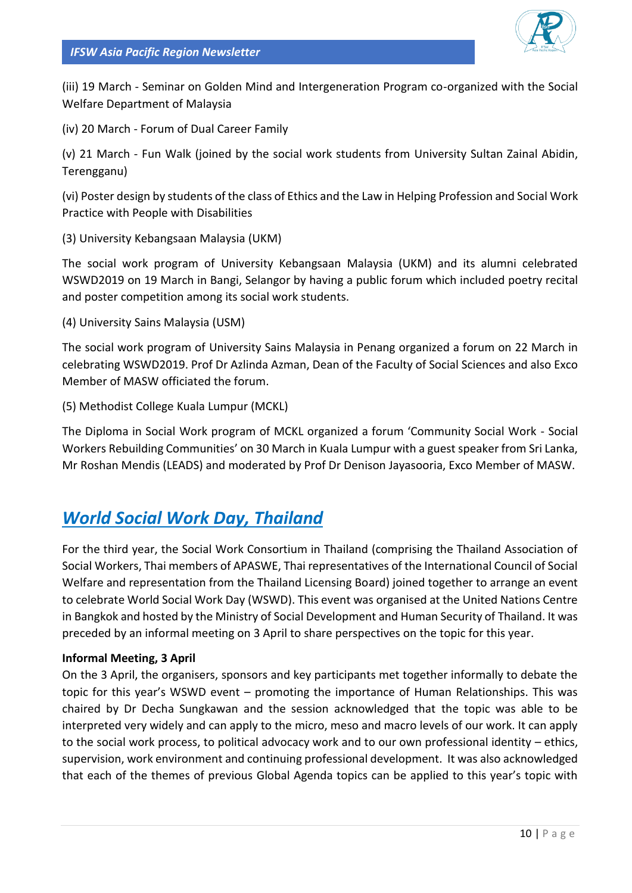(iii) 19 March - Seminar on Golden Mind and Intergeneration Program co-organized with the Social Welfare Department of Malaysia

(iv) 20 March - Forum of Dual Career Family

(v) 21 March - Fun Walk (joined by the social work students from University Sultan Zainal Abidin, Terengganu)

(vi) Poster design by students of the class of Ethics and the Law in Helping Profession and Social Work Practice with People with Disabilities

(3) University Kebangsaan Malaysia (UKM)

The social work program of University Kebangsaan Malaysia (UKM) and its alumni celebrated WSWD2019 on 19 March in Bangi, Selangor by having a public forum which included poetry recital and poster competition among its social work students.

(4) University Sains Malaysia (USM)

The social work program of University Sains Malaysia in Penang organized a forum on 22 March in celebrating WSWD2019. Prof Dr Azlinda Azman, Dean of the Faculty of Social Sciences and also Exco Member of MASW officiated the forum.

(5) Methodist College Kuala Lumpur (MCKL)

The Diploma in Social Work program of MCKL organized a forum 'Community Social Work - Social Workers Rebuilding Communities' on 30 March in Kuala Lumpur with a guest speaker from Sri Lanka, Mr Roshan Mendis (LEADS) and moderated by Prof Dr Denison Jayasooria, Exco Member of MASW.

## *World Social Work Day, Thailand*

For the third year, the Social Work Consortium in Thailand (comprising the Thailand Association of Social Workers, Thai members of APASWE, Thai representatives of the International Council of Social Welfare and representation from the Thailand Licensing Board) joined together to arrange an event to celebrate World Social Work Day (WSWD). This event was organised at the United Nations Centre in Bangkok and hosted by the Ministry of Social Development and Human Security of Thailand. It was preceded by an informal meeting on 3 April to share perspectives on the topic for this year.

**Informal Meeting, 3 April**

On the 3 April, the organisers, sponsors and key participants met together informally to debate the topic for this year's WSWD event – promoting the importance of Human Relationships. This was chaired by Dr Decha Sungkawan and the session acknowledged that the topic was able to be interpreted very widely and can apply to the micro, meso and macro levels of our work. It can apply to the social work process, to political advocacy work and to our own professional identity – ethics, supervision, work environment and continuing professional development. It was also acknowledged that each of the themes of previous Global Agenda topics can be applied to this year's topic with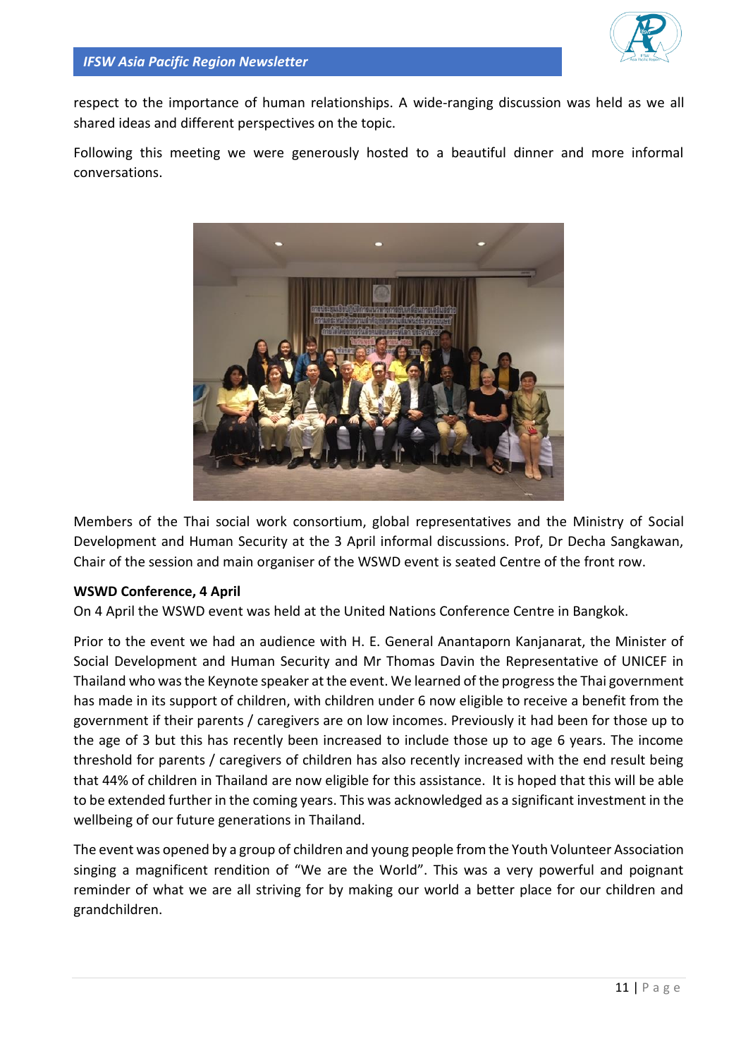respect to the importance of human relationships. A wide-ranging discussion was held as we all shared ideas and different perspectives on the topic.

Following this meeting we were generously hosted to a beautiful dinner and more informal conversations.

Members of the Thai social work consortium, global representatives and the Ministry of Social Development and Human Security at the 3 April informal discussions. Prof, Dr Decha Sangkawan, Chair of the session and main organiser of the WSWD event is seated Centre of the front row.

**WSWD Conference, 4 April**

On 4 April the WSWD event was held at the United Nations Conference Centre in Bangkok.

Prior to the event we had an audience with H. E. General Anantaporn Kanjanarat, the Minister of Social Development and Human Security and Mr Thomas Davin the Representative of UNICEF in Thailand who was the Keynote speaker at the event. We learned of the progress the Thai government has made in its support of children, with children under 6 now eligible to receive a benefit from the government if their parents / caregivers are on low incomes. Previously it had been for those up to the age of 3 but this has recently been increased to include those up to age 6 years. The income threshold for parents / caregivers of children has also recently increased with the end result being that 44% of children in Thailand are now eligible for this assistance. It is hoped that this will be able to be extended further in the coming years. This was acknowledged as a significant investment in the wellbeing of our future generations in Thailand.

The event was opened by a group of children and young people from the Youth Volunteer Association singing a magnificent rendition of “We are the World”. This was a very powerful and poignant reminder of what we are all striving for by making our world a better place for our children and grandchildren.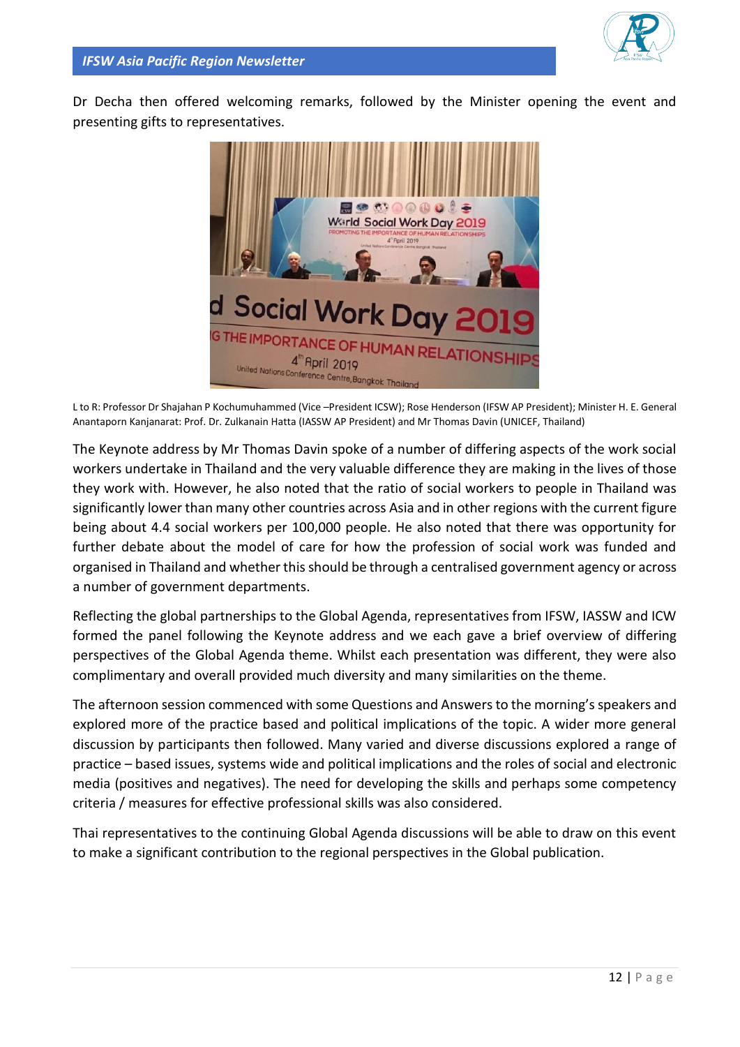Dr Decha then offered welcoming remarks, followed by the Minister opening the event and presenting gifts to representatives.

L to R: Professor Dr Shajahan P Kochumuhammed (Vice –President ICSW); Rose Henderson (IFSW AP President); Minister H. E. General Anantaporn Kanjanarat: Prof. Dr. Zulkanain Hatta (IASSW AP President) and Mr Thomas Davin (UNICEF, Thailand)

The Keynote address by Mr Thomas Davin spoke of a number of differing aspects of the work social workers undertake in Thailand and the very valuable difference they are making in the lives of those they work with. However, he also noted that the ratio of social workers to people in Thailand was significantly lower than many other countries across Asia and in other regions with the current figure being about 4.4 social workers per 100,000 people. He also noted that there was opportunity for further debate about the model of care for how the profession of social work was funded and organised in Thailand and whether this should be through a centralised government agency or across a number of government departments.

Reflecting the global partnerships to the Global Agenda, representatives from IFSW, IASSW and ICW formed the panel following the Keynote address and we each gave a brief overview of differing perspectives of the Global Agenda theme. Whilst each presentation was different, they were also complimentary and overall provided much diversity and many similarities on the theme.

The afternoon session commenced with some Questions and Answers to the morning's speakers and explored more of the practice based and political implications of the topic. A wider more general discussion by participants then followed. Many varied and diverse discussions explored a range of practice – based issues, systems wide and political implications and the roles of social and electronic media (positives and negatives). The need for developing the skills and perhaps some competency criteria / measures for effective professional skills was also considered.

Thai representatives to the continuing Global Agenda discussions will be able to draw on this event to make a significant contribution to the regional perspectives in the Global publication.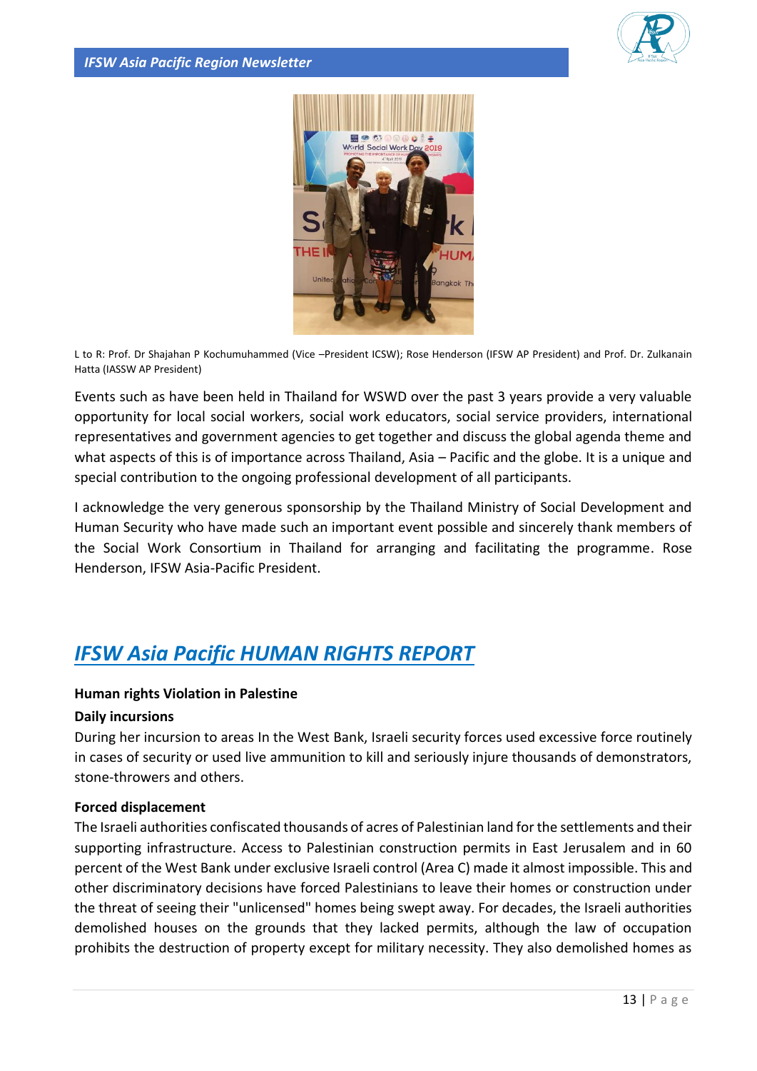L to R: Prof. Dr Shajahan P Kochumuhammed (Vice –President ICSW); Rose Henderson (IFSW AP President) and Prof. Dr. Zulkanain Hatta (IASSW AP President)

Events such as have been held in Thailand for WSWD over the past 3 years provide a very valuable opportunity for local social workers, social work educators, social service providers, international representatives and government agencies to get together and discuss the global agenda theme and what aspects of this is of importance across Thailand, Asia – Pacific and the globe. It is a unique and special contribution to the ongoing professional development of all participants.

I acknowledge the very generous sponsorship by the Thailand Ministry of Social Development and Human Security who have made such an important event possible and sincerely thank members of the Social Work Consortium in Thailand for arranging and facilitating the programme. Rose Henderson, IFSW Asia-Pacific President.

# *IFSW Asia Pacific HUMAN RIGHTS REPORT*

**Human rights Violation in Palestine**

**Daily incursions**

During her incursion to areas In the West Bank, Israeli security forces used excessive force routinely in cases of security or used live ammunition to kill and seriously injure thousands of demonstrators, stone-throwers and others.

**Forced displacement**

The Israeli authorities confiscated thousands of acres of Palestinian land for the settlements and their supporting infrastructure. Access to Palestinian construction permits in East Jerusalem and in 60 percent of the West Bank under exclusive Israeli control (Area C) made it almost impossible. This and other discriminatory decisions have forced Palestinians to leave their homes or construction under the threat of seeing their "unlicensed" homes being swept away. For decades, the Israeli authorities demolished houses on the grounds that they lacked permits, although the law of occupation prohibits the destruction of property except for military necessity. They also demolished homes as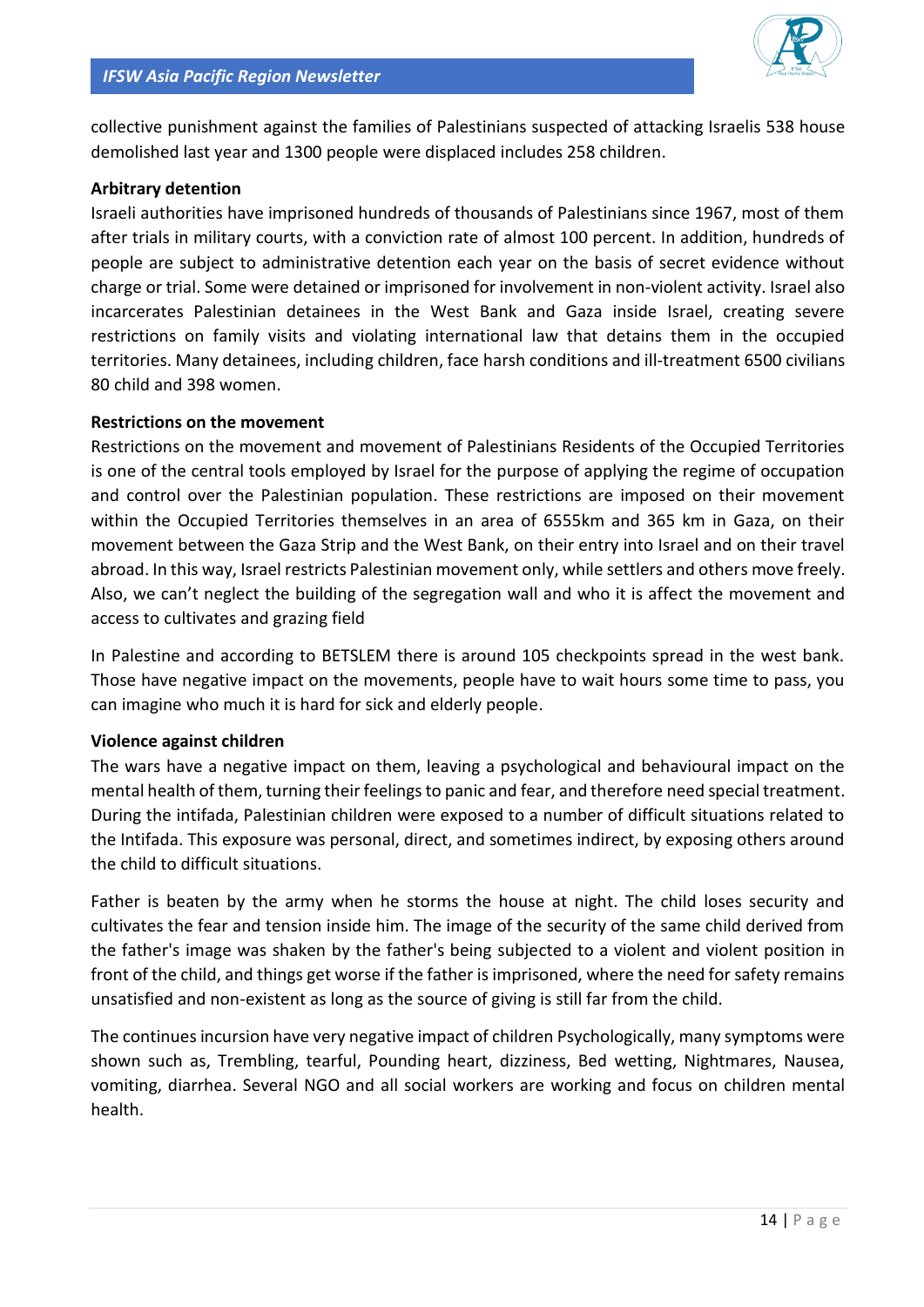collective punishment against the families of Palestinians suspected of attacking Israelis 538 house demolished last year and 1300 people were displaced includes 258 children.

**Arbitrary detention**

Israeli authorities have imprisoned hundreds of thousands of Palestinians since 1967, most of them after trials in military courts, with a conviction rate of almost 100 percent. In addition, hundreds of people are subject to administrative detention each year on the basis of secret evidence without charge or trial. Some were detained or imprisoned for involvement in non-violent activity. Israel also incarcerates Palestinian detainees in the West Bank and Gaza inside Israel, creating severe restrictions on family visits and violating international law that detains them in the occupied territories. Many detainees, including children, face harsh conditions and ill-treatment 6500 civilians 80 child and 398 women.

**Restrictions on the movement**

Restrictions on the movement and movement of Palestinians Residents of the Occupied Territories is one of the central tools employed by Israel for the purpose of applying the regime of occupation and control over the Palestinian population. These restrictions are imposed on their movement within the Occupied Territories themselves in an area of 6555km and 365 km in Gaza, on their movement between the Gaza Strip and the West Bank, on their entry into Israel and on their travel abroad. In this way, Israel restricts Palestinian movement only, while settlers and others move freely. Also, we can't neglect the building of the segregation wall and who it is affect the movement and access to cultivates and grazing field

In Palestine and according to BETSLEM there is around 105 checkpoints spread in the west bank. Those have negative impact on the movements, people have to wait hours some time to pass, you can imagine who much it is hard for sick and elderly people.

**Violence against children**

The wars have a negative impact on them, leaving a psychological and behavioural impact on the mental health of them, turning their feelings to panic and fear, and therefore need special treatment. During the intifada, Palestinian children were exposed to a number of difficult situations related to the Intifada. This exposure was personal, direct, and sometimes indirect, by exposing others around the child to difficult situations.

Father is beaten by the army when he storms the house at night. The child loses security and cultivates the fear and tension inside him. The image of the security of the same child derived from the father's image was shaken by the father's being subjected to a violent and violent position in front of the child, and things get worse if the father is imprisoned, where the need for safety remains unsatisfied and non-existent as long as the source of giving is still far from the child.

The continues incursion have very negative impact of children Psychologically, many symptoms were shown such as, Trembling, tearful, Pounding heart, dizziness, Bed wetting, Nightmares, Nausea, vomiting, diarrhea. Several NGO and all social workers are working and focus on children mental health.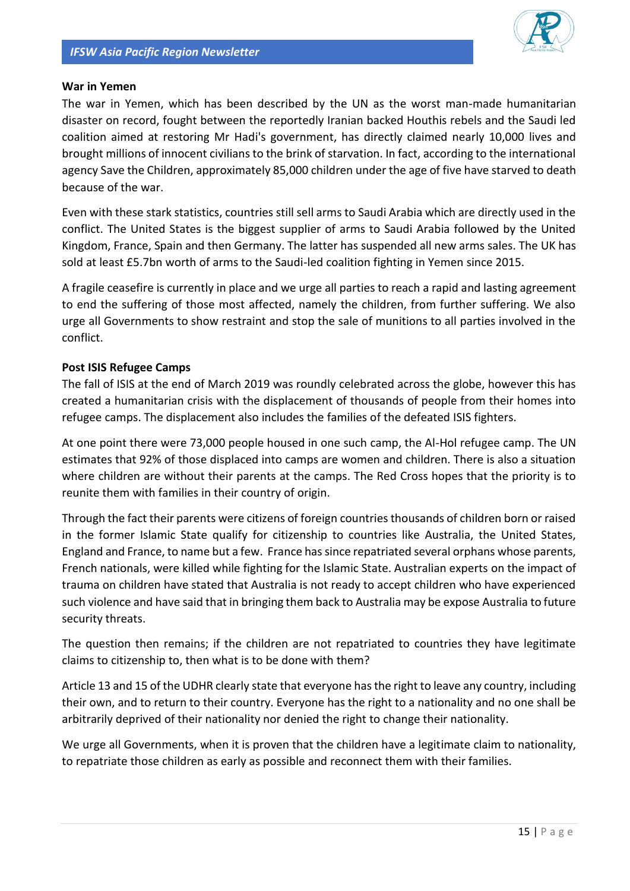**War in Yemen**

The war in Yemen, which has been described by the UN as the worst man-made humanitarian disaster on record, fought between the reportedly Iranian backed Houthis rebels and the Saudi led coalition aimed at restoring Mr Hadi's government, has directly claimed nearly 10,000 lives and brought millions of innocent civilians to the brink of starvation. In fact, according to the international agency Save the Children, approximately 85,000 children under the age of five have starved to death because of the war.

Even with these stark statistics, countries still sell arms to Saudi Arabia which are directly used in the conflict. The United States is the biggest supplier of arms to Saudi Arabia followed by the United Kingdom, France, Spain and then Germany. The latter has suspended all new arms sales. The UK has sold at least £5.7bn worth of arms to the Saudi-led coalition fighting in Yemen since 2015.

A fragile ceasefire is currently in place and we urge all parties to reach a rapid and lasting agreement to end the suffering of those most affected, namely the children, from further suffering. We also urge all Governments to show restraint and stop the sale of munitions to all parties involved in the conflict.

**Post ISIS Refugee Camps**

The fall of ISIS at the end of March 2019 was roundly celebrated across the globe, however this has created a humanitarian crisis with the displacement of thousands of people from their homes into refugee camps. The displacement also includes the families of the defeated ISIS fighters.

At one point there were 73,000 people housed in one such camp, the Al-Hol refugee camp. The UN estimates that 92% of those displaced into camps are women and children. There is also a situation where children are without their parents at the camps. The Red Cross hopes that the priority is to reunite them with families in their country of origin.

Through the fact their parents were citizens of foreign countries thousands of children born or raised in the former Islamic State qualify for citizenship to countries like Australia, the United States, England and France, to name but a few. France has since repatriated several orphans whose parents, French nationals, were killed while fighting for the Islamic State. Australian experts on the impact of trauma on children have stated that Australia is not ready to accept children who have experienced such violence and have said that in bringing them back to Australia may be expose Australia to future security threats.

The question then remains; if the children are not repatriated to countries they have legitimate claims to citizenship to, then what is to be done with them?

Article 13 and 15 of the UDHR clearly state that everyone has the right to leave any country, including their own, and to return to their country. Everyone has the right to a nationality and no one shall be arbitrarily deprived of their nationality nor denied the right to change their nationality.

We urge all Governments, when it is proven that the children have a legitimate claim to nationality, to repatriate those children as early as possible and reconnect them with their families.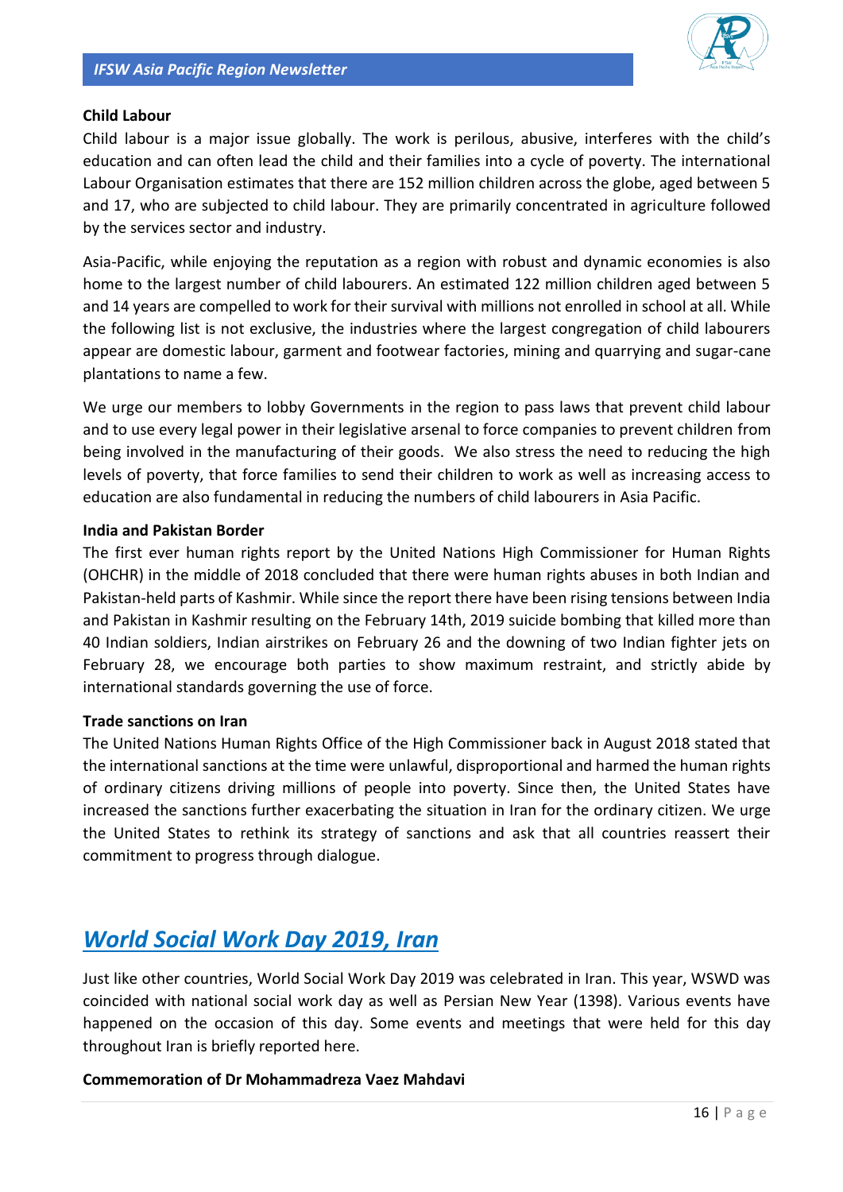**Child Labour**

Child labour is a major issue globally. The work is perilous, abusive, interferes with the child's education and can often lead the child and their families into a cycle of poverty. The international Labour Organisation estimates that there are 152 million children across the globe, aged between 5 and 17, who are subjected to child labour. They are primarily concentrated in agriculture followed by the services sector and industry.

Asia-Pacific, while enjoying the reputation as a region with robust and dynamic economies is also home to the largest number of child labourers. An estimated 122 million children aged between 5 and 14 years are compelled to work for their survival with millions not enrolled in school at all. While the following list is not exclusive, the industries where the largest congregation of child labourers appear are domestic labour, garment and footwear factories, mining and quarrying and sugar-cane plantations to name a few.

We urge our members to lobby Governments in the region to pass laws that prevent child labour and to use every legal power in their legislative arsenal to force companies to prevent children from being involved in the manufacturing of their goods. We also stress the need to reducing the high levels of poverty, that force families to send their children to work as well as increasing access to education are also fundamental in reducing the numbers of child labourers in Asia Pacific.

**India and Pakistan Border**

The first ever human rights report by the United Nations High Commissioner for Human Rights (OHCHR) in the middle of 2018 concluded that there were human rights abuses in both Indian and Pakistan-held parts of Kashmir. While since the report there have been rising tensions between India and Pakistan in Kashmir resulting on the February 14th, 2019 suicide bombing that killed more than 40 Indian soldiers, Indian airstrikes on February 26 and the downing of two Indian fighter jets on February 28, we encourage both parties to show maximum restraint, and strictly abide by international standards governing the use of force.

**Trade sanctions on Iran**

The United Nations Human Rights Office of the High Commissioner back in August 2018 stated that the international sanctions at the time were unlawful, disproportional and harmed the human rights of ordinary citizens driving millions of people into poverty. Since then, the United States have increased the sanctions further exacerbating the situation in Iran for the ordinary citizen. We urge the United States to rethink its strategy of sanctions and ask that all countries reassert their commitment to progress through dialogue.

## *World Social Work Day 2019, Iran*

Just like other countries, World Social Work Day 2019 was celebrated in Iran. This year, WSWD was coincided with national social work day as well as Persian New Year (1398). Various events have happened on the occasion of this day. Some events and meetings that were held for this day throughout Iran is briefly reported here.

**Commemoration of Dr Mohammadreza Vaez Mahdavi**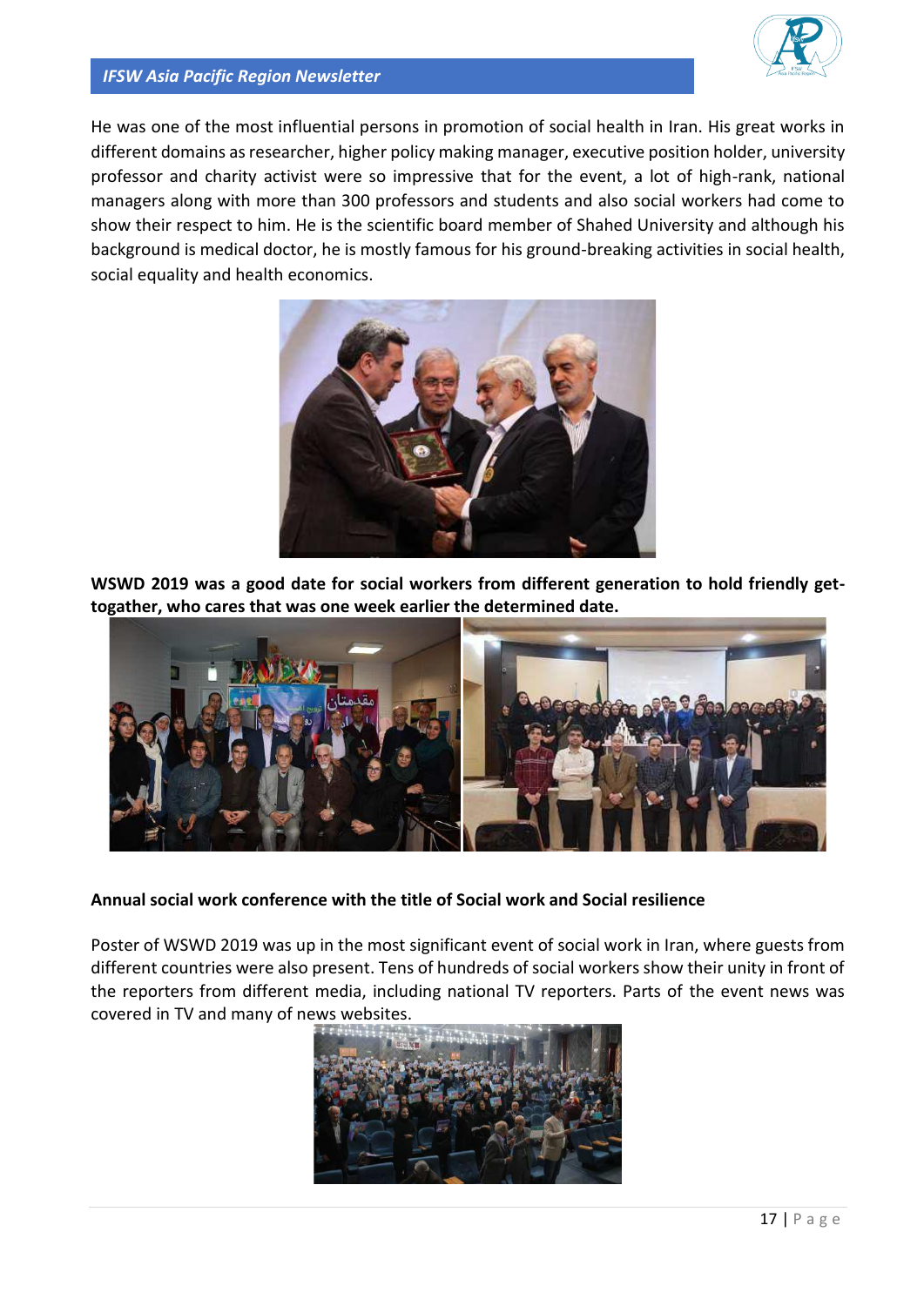He was one of the most influential persons in promotion of social health in Iran. His great works in different domains as researcher, higher policy making manager, executive position holder, university professor and charity activist were so impressive that for the event, a lot of high-rank, national managers along with more than 300 professors and students and also social workers had come to show their respect to him. He is the scientific board member of Shahed University and although his background is medical doctor, he is mostly famous for his ground-breaking activities in social health, social equality and health economics.

**WSWD 2019 was a good date for social workers from different generation to hold friendly get-togather, who cares that was one week earlier the determined date.**

**Annual social work conference with the title of Social work and Social resilience**

Poster of WSWD 2019 was up in the most significant event of social work in Iran, where guests from different countries were also present. Tens of hundreds of social workers show their unity in front of the reporters from different media, including national TV reporters. Parts of the event news was covered in TV and many of news websites.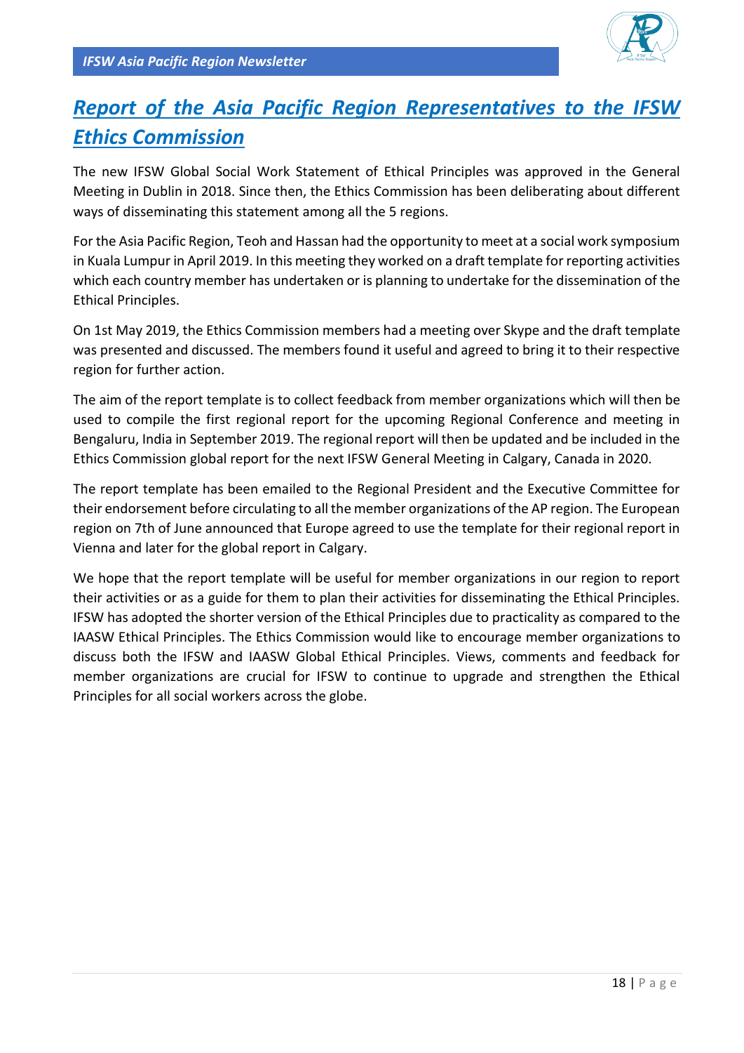# Report of the Asia Pacific Region Representatives to the IFSW Ethics Commission

The new IFSW Global Social Work Statement of Ethical Principles was approved in the General Meeting in Dublin in 2018. Since then, the Ethics Commission has been deliberating about different ways of disseminating this statement among all the 5 regions.

For the Asia Pacific Region, Teoh and Hassan had the opportunity to meet at a social work symposium in Kuala Lumpur in April 2019. In this meeting they worked on a draft template for reporting activities which each country member has undertaken or is planning to undertake for the dissemination of the Ethical Principles.

On 1st May 2019, the Ethics Commission members had a meeting over Skype and the draft template was presented and discussed. The members found it useful and agreed to bring it to their respective region for further action.

The aim of the report template is to collect feedback from member organizations which will then be used to compile the first regional report for the upcoming Regional Conference and meeting in Bengaluru, India in September 2019. The regional report will then be updated and be included in the Ethics Commission global report for the next IFSW General Meeting in Calgary, Canada in 2020.

The report template has been emailed to the Regional President and the Executive Committee for their endorsement before circulating to all the member organizations of the AP region. The European region on 7th of June announced that Europe agreed to use the template for their regional report in Vienna and later for the global report in Calgary.

We hope that the report template will be useful for member organizations in our region to report their activities or as a guide for them to plan their activities for disseminating the Ethical Principles. IFSW has adopted the shorter version of the Ethical Principles due to practicality as compared to the IAASW Ethical Principles. The Ethics Commission would like to encourage member organizations to discuss both the IFSW and IAASW Global Ethical Principles. Views, comments and feedback for member organizations are crucial for IFSW to continue to upgrade and strengthen the Ethical Principles for all social workers across the globe.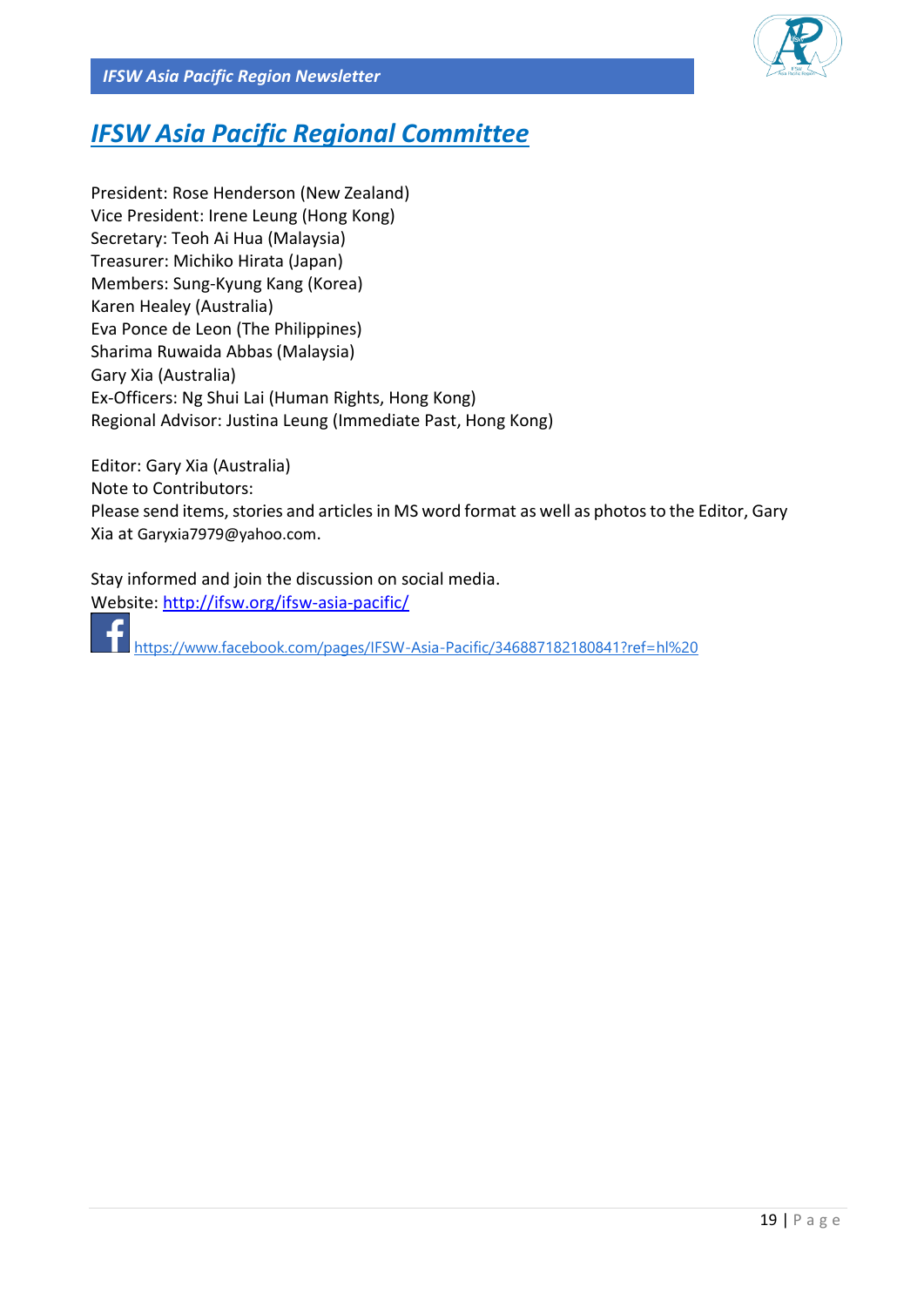## IFSW Asia Pacific Regional Committee

President: Rose Henderson (New Zealand)
Vice President: Irene Leung (Hong Kong)
Secretary: Teoh Ai Hua (Malaysia)
Treasurer: Michiko Hirata (Japan)
Members: Sung-Kyung Kang (Korea)
Karen Healey (Australia)
Eva Ponce de Leon (The Philippines)
Sharima Ruwaida Abbas (Malaysia)
Gary Xia (Australia)
Ex-Officers: Ng Shui Lai (Human Rights, Hong Kong)
Regional Advisor: Justina Leung (Immediate Past, Hong Kong)

Editor: Gary Xia (Australia)
Note to Contributors:
Please send items, stories and articles in MS word format as well as photos to the Editor, Gary Xia at Garyxia7979@yahoo.com.

Stay informed and join the discussion on social media.
Website: http://ifsw.org/ifsw-asia-pacific/

https://www.facebook.com/pages/IFSW-Asia-Pacific/346887182180841?ref=hl%20